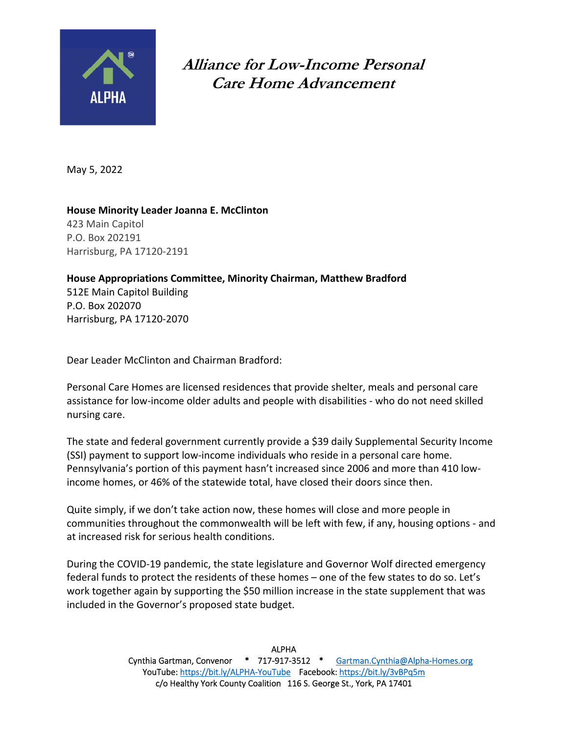ALPHA

# *Alliance for Low-Income Personal Care Home Advancement*

May 5, 2022

**House Minority Leader Joanna E. McClinton**
423 Main Capitol
P.O. Box 202191
Harrisburg, PA 17120-2191

**House Appropriations Committee, Minority Chairman, Matthew Bradford**
512E Main Capitol Building
P.O. Box 202070
Harrisburg, PA 17120-2070

Dear Leader McClinton and Chairman Bradford:

Personal Care Homes are licensed residences that provide shelter, meals and personal care assistance for low-income older adults and people with disabilities - who do not need skilled nursing care.

The state and federal government currently provide a $39 daily Supplemental Security Income (SSI) payment to support low-income individuals who reside in a personal care home. Pennsylvania's portion of this payment hasn't increased since 2006 and more than 410 low-income homes, or 46% of the statewide total, have closed their doors since then.

Quite simply, if we don't take action now, these homes will close and more people in communities throughout the commonwealth will be left with few, if any, housing options - and at increased risk for serious health conditions.

During the COVID-19 pandemic, the state legislature and Governor Wolf directed emergency federal funds to protect the residents of these homes – one of the few states to do so. Let's work together again by supporting the $50 million increase in the state supplement that was included in the Governor's proposed state budget.

ALPHA
Cynthia Gartman, Convenor * 717-917-3512 * Gartman.Cynthia@Alpha-Homes.org
YouTube: https://bit.ly/ALPHA-YouTube Facebook: https://bit.ly/3vBPq5m
c/o Healthy York County Coalition 116 S. George St., York, PA 17401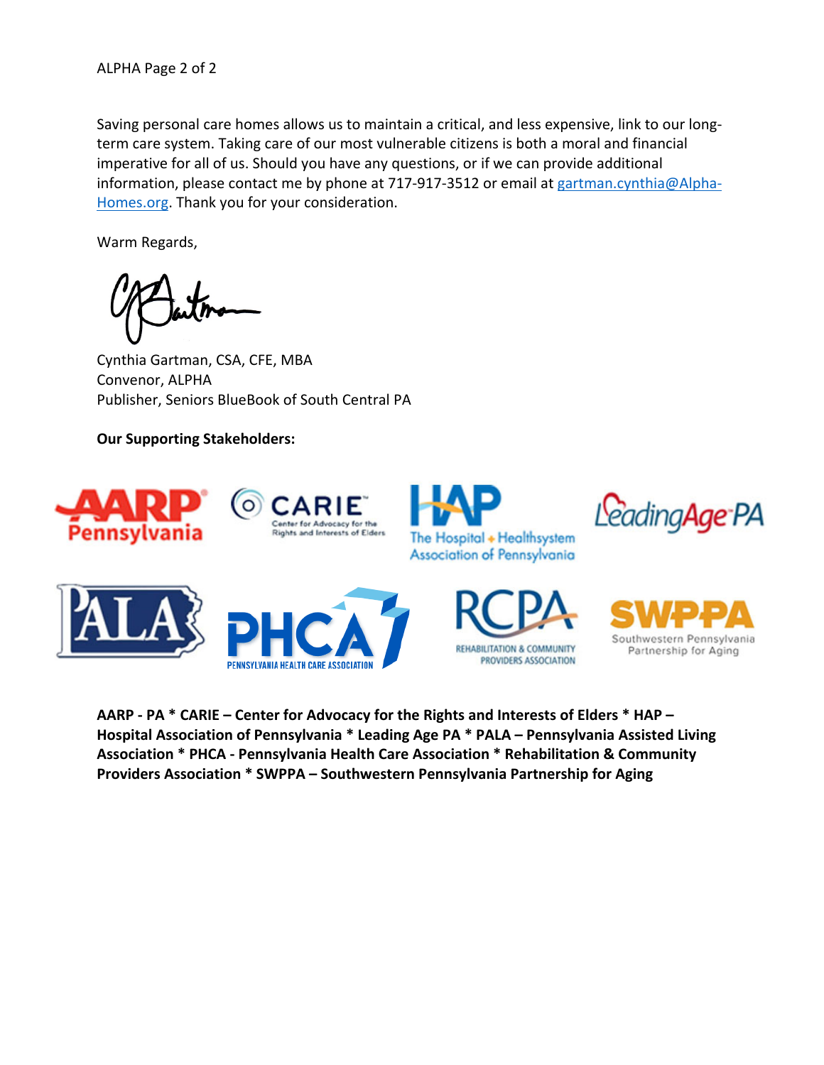Saving personal care homes allows us to maintain a critical, and less expensive, link to our long-term care system. Taking care of our most vulnerable citizens is both a moral and financial imperative for all of us. Should you have any questions, or if we can provide additional information, please contact me by phone at 717-917-3512 or email at gartman.cynthia@Alpha-Homes.org. Thank you for your consideration.

Warm Regards,

Cynthia Gartman, CSA, CFE, MBA
Convenor, ALPHA
Publisher, Seniors BlueBook of South Central PA

**Our Supporting Stakeholders:**

**AARP - PA * CARIE – Center for Advocacy for the Rights and Interests of Elders * HAP – Hospital Association of Pennsylvania * Leading Age PA * PALA – Pennsylvania Assisted Living Association * PHCA - Pennsylvania Health Care Association * Rehabilitation & Community Providers Association * SWPPA – Southwestern Pennsylvania Partnership for Aging**